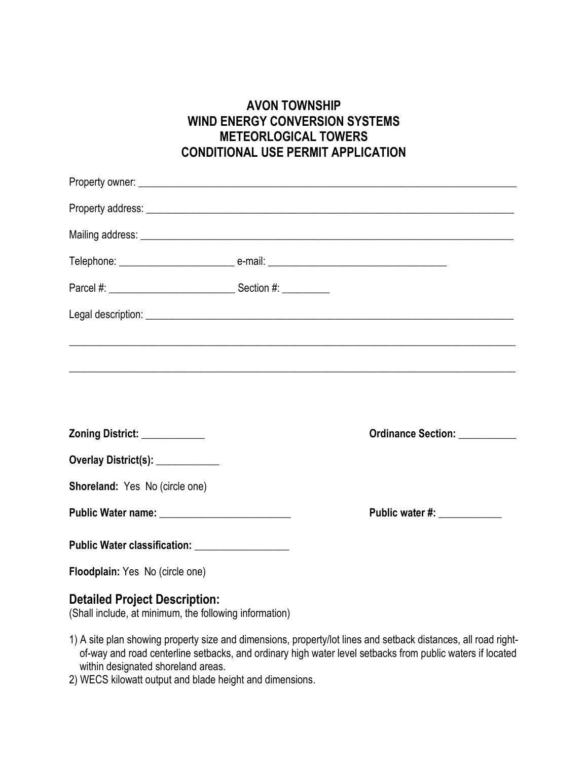# AVON TOWNSHIP
# WIND ENERGY CONVERSION SYSTEMS
# METEORLOGICAL TOWERS
# CONDITIONAL USE PERMIT APPLICATION

Property owner: ___________________________________________________________________________

Property address: _________________________________________________________________________

Mailing address: __________________________________________________________________________

Telephone: ______________________ e-mail: __________________________________

Parcel #: ________________________ Section #: _________

Legal description: _________________________________________________________________________

___________________________________________________________________________________________

___________________________________________________________________________________________

**Zoning District:** ____________ **Ordinance Section:** ___________

**Overlay District(s):** ____________

**Shoreland:** Yes No (circle one)

**Public Water name:** _________________________ **Public water #:** ____________

**Public Water classification:** __________________

**Floodplain:** Yes No (circle one)

## Detailed Project Description:

(Shall include, at minimum, the following information)

1) A site plan showing property size and dimensions, property/lot lines and setback distances, all road right-of-way and road centerline setbacks, and ordinary high water level setbacks from public waters if located within designated shoreland areas.
2) WECS kilowatt output and blade height and dimensions.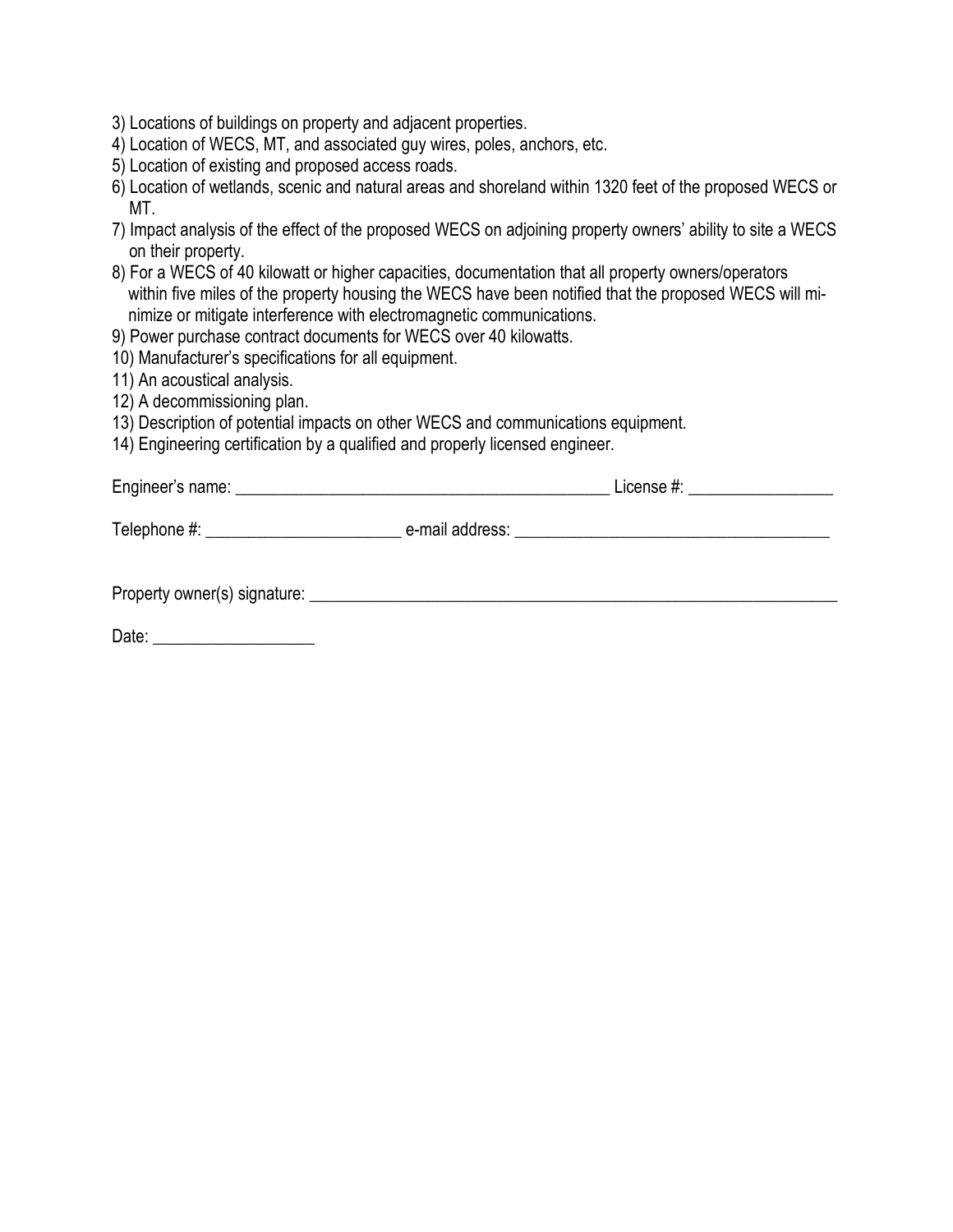3) Locations of buildings on property and adjacent properties.
4) Location of WECS, MT, and associated guy wires, poles, anchors, etc.
5) Location of existing and proposed access roads.
6) Location of wetlands, scenic and natural areas and shoreland within 1320 feet of the proposed WECS or MT.
7) Impact analysis of the effect of the proposed WECS on adjoining property owners' ability to site a WECS on their property.
8) For a WECS of 40 kilowatt or higher capacities, documentation that all property owners/operators within five miles of the property housing the WECS have been notified that the proposed WECS will minimize or mitigate interference with electromagnetic communications.
9) Power purchase contract documents for WECS over 40 kilowatts.
10) Manufacturer's specifications for all equipment.
11) An acoustical analysis.
12) A decommissioning plan.
13) Description of potential impacts on other WECS and communications equipment.
14) Engineering certification by a qualified and properly licensed engineer.

Engineer's name: ____________________________________________ License #: ________________

Telephone #: ______________________ e-mail address: ___________________________________

Property owner(s) signature: ______________________________________________________________

Date: ___________________